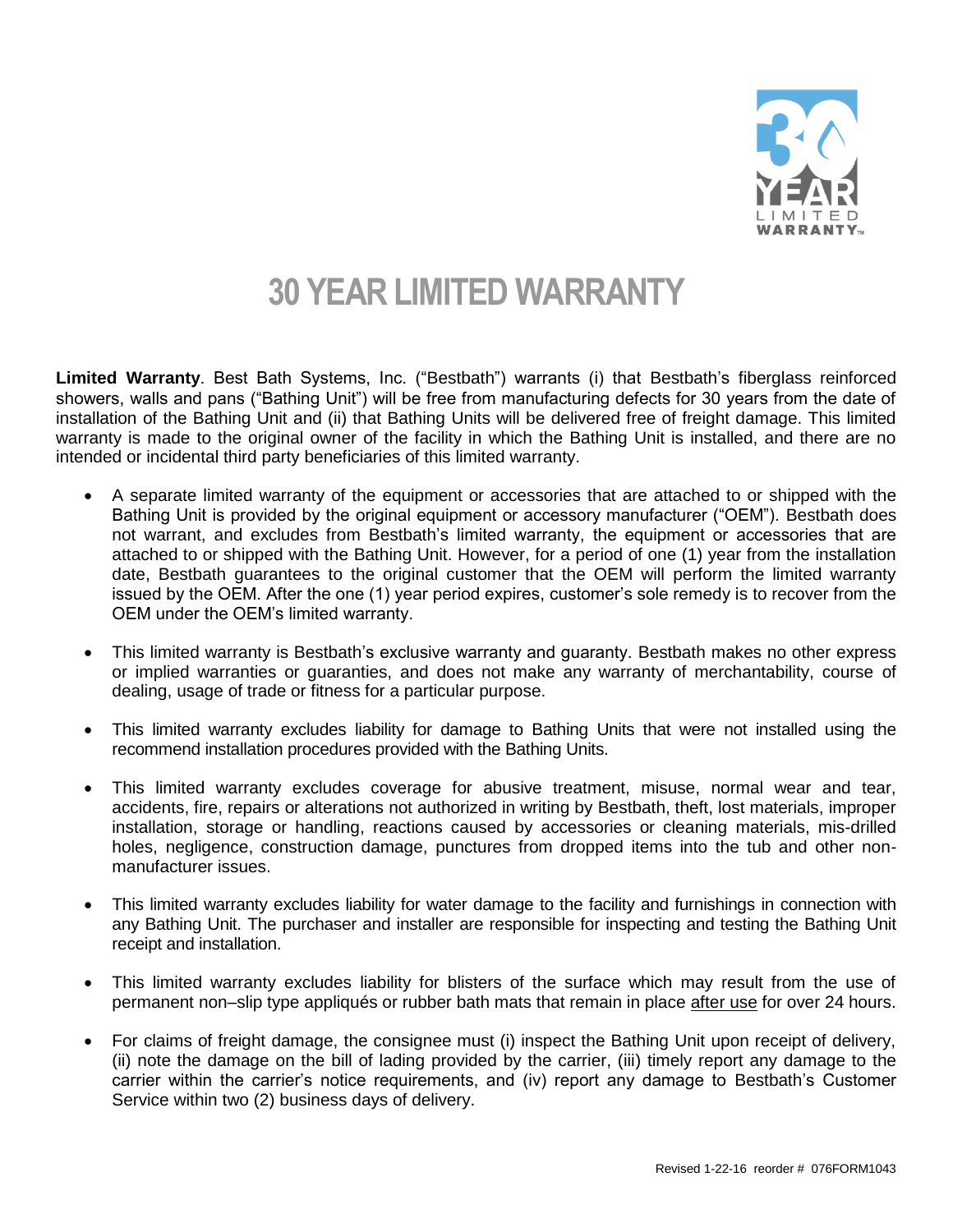# 30 YEAR LIMITED WARRANTY

**Limited Warranty**. Best Bath Systems, Inc. ("Bestbath") warrants (i) that Bestbath's fiberglass reinforced showers, walls and pans ("Bathing Unit") will be free from manufacturing defects for 30 years from the date of installation of the Bathing Unit and (ii) that Bathing Units will be delivered free of freight damage. This limited warranty is made to the original owner of the facility in which the Bathing Unit is installed, and there are no intended or incidental third party beneficiaries of this limited warranty.

- A separate limited warranty of the equipment or accessories that are attached to or shipped with the Bathing Unit is provided by the original equipment or accessory manufacturer ("OEM"). Bestbath does not warrant, and excludes from Bestbath's limited warranty, the equipment or accessories that are attached to or shipped with the Bathing Unit. However, for a period of one (1) year from the installation date, Bestbath guarantees to the original customer that the OEM will perform the limited warranty issued by the OEM. After the one (1) year period expires, customer's sole remedy is to recover from the OEM under the OEM's limited warranty.

- This limited warranty is Bestbath's exclusive warranty and guaranty. Bestbath makes no other express or implied warranties or guaranties, and does not make any warranty of merchantability, course of dealing, usage of trade or fitness for a particular purpose.

- This limited warranty excludes liability for damage to Bathing Units that were not installed using the recommend installation procedures provided with the Bathing Units.

- This limited warranty excludes coverage for abusive treatment, misuse, normal wear and tear, accidents, fire, repairs or alterations not authorized in writing by Bestbath, theft, lost materials, improper installation, storage or handling, reactions caused by accessories or cleaning materials, mis-drilled holes, negligence, construction damage, punctures from dropped items into the tub and other non-manufacturer issues.

- This limited warranty excludes liability for water damage to the facility and furnishings in connection with any Bathing Unit. The purchaser and installer are responsible for inspecting and testing the Bathing Unit receipt and installation.

- This limited warranty excludes liability for blisters of the surface which may result from the use of permanent non–slip type appliqués or rubber bath mats that remain in place <u>after use</u> for over 24 hours.

- For claims of freight damage, the consignee must (i) inspect the Bathing Unit upon receipt of delivery, (ii) note the damage on the bill of lading provided by the carrier, (iii) timely report any damage to the carrier within the carrier's notice requirements, and (iv) report any damage to Bestbath's Customer Service within two (2) business days of delivery.

Revised 1-22-16 reorder # 076FORM1043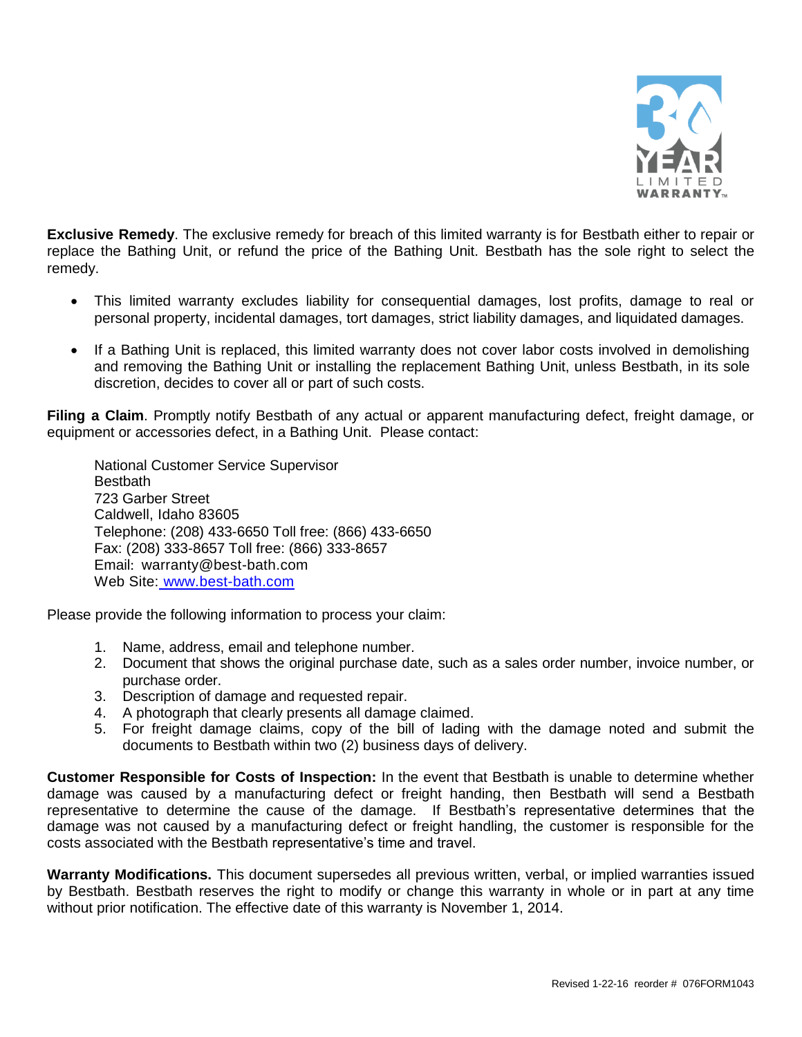**Exclusive Remedy**. The exclusive remedy for breach of this limited warranty is for Bestbath either to repair or replace the Bathing Unit, or refund the price of the Bathing Unit. Bestbath has the sole right to select the remedy.

- This limited warranty excludes liability for consequential damages, lost profits, damage to real or personal property, incidental damages, tort damages, strict liability damages, and liquidated damages.
- If a Bathing Unit is replaced, this limited warranty does not cover labor costs involved in demolishing and removing the Bathing Unit or installing the replacement Bathing Unit, unless Bestbath, in its sole discretion, decides to cover all or part of such costs.

**Filing a Claim**. Promptly notify Bestbath of any actual or apparent manufacturing defect, freight damage, or equipment or accessories defect, in a Bathing Unit. Please contact:

National Customer Service Supervisor
Bestbath
723 Garber Street
Caldwell, Idaho 83605
Telephone: (208) 433-6650 Toll free: (866) 433-6650
Fax: (208) 333-8657 Toll free: (866) 333-8657
Email: warranty@best-bath.com
Web Site: www.best-bath.com

Please provide the following information to process your claim:

1. Name, address, email and telephone number.
2. Document that shows the original purchase date, such as a sales order number, invoice number, or purchase order.
3. Description of damage and requested repair.
4. A photograph that clearly presents all damage claimed.
5. For freight damage claims, copy of the bill of lading with the damage noted and submit the documents to Bestbath within two (2) business days of delivery.

**Customer Responsible for Costs of Inspection:** In the event that Bestbath is unable to determine whether damage was caused by a manufacturing defect or freight handing, then Bestbath will send a Bestbath representative to determine the cause of the damage. If Bestbath's representative determines that the damage was not caused by a manufacturing defect or freight handling, the customer is responsible for the costs associated with the Bestbath representative's time and travel.

**Warranty Modifications.** This document supersedes all previous written, verbal, or implied warranties issued by Bestbath. Bestbath reserves the right to modify or change this warranty in whole or in part at any time without prior notification. The effective date of this warranty is November 1, 2014.

Revised 1-22-16 reorder # 076FORM1043